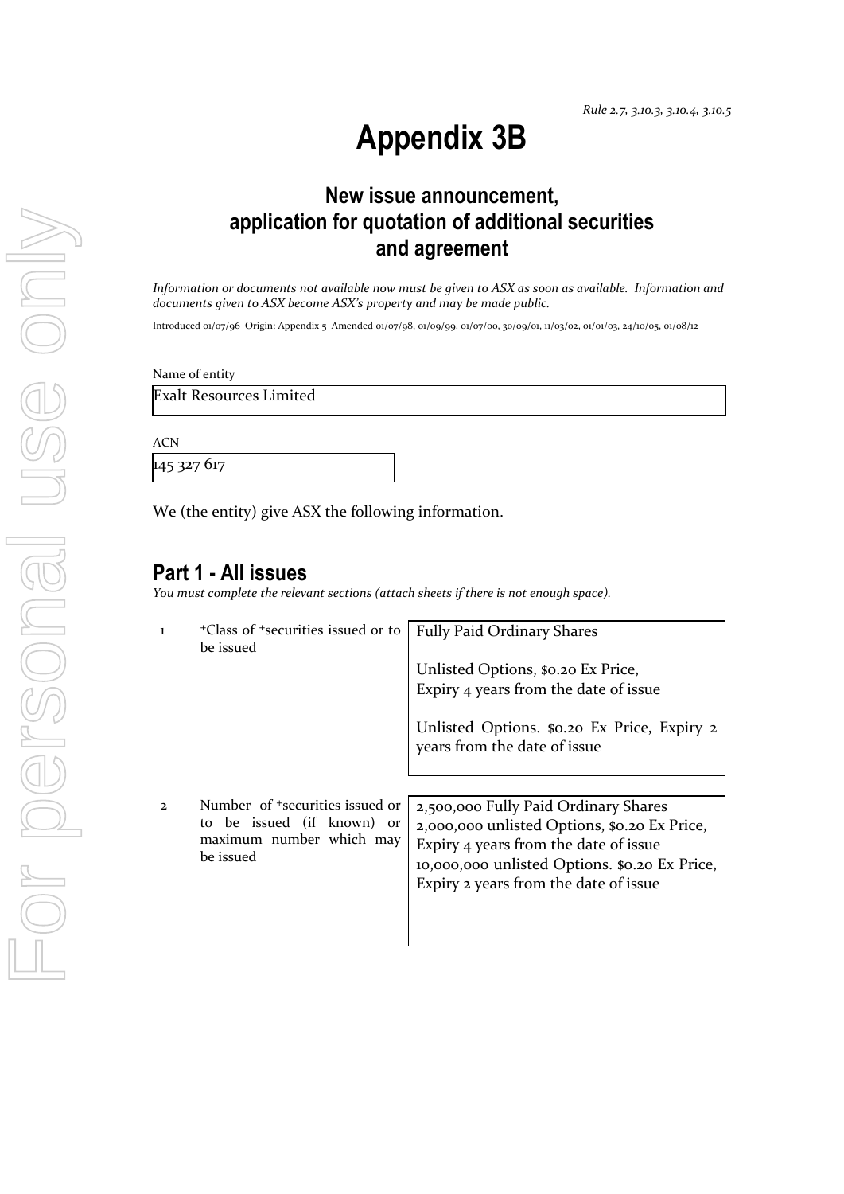*Rule 2.7, 3.10.3, 3.10.4, 3.10.5*

# Appendix 3B

## New issue announcement, application for quotation of additional securities and agreement

*Information or documents not available now must be given to ASX as soon as available. Information and documents given to ASX become ASX's property and may be made public.*

Introduced 01/07/96 Origin: Appendix 5 Amended 01/07/98, 01/09/99, 01/07/00, 30/09/01, 11/03/02, 01/01/03, 24/10/05, 01/08/12

Name of entity

Exalt Resources Limited

ACN

145 327 617

We (the entity) give ASX the following information.

## Part 1 - All issues

*You must complete the relevant sections (attach sheets if there is not enough space).*

| | | |
|---|---|---|
| 1 | +Class of +securities issued or to be issued | Fully Paid Ordinary Shares<br><br>Unlisted Options, $0.20 Ex Price, Expiry 4 years from the date of issue<br><br>Unlisted Options. $0.20 Ex Price, Expiry 2 years from the date of issue |
| 2 | Number of +securities issued or to be issued (if known) or maximum number which may be issued | 2,500,000 Fully Paid Ordinary Shares<br>2,000,000 unlisted Options, $0.20 Ex Price, Expiry 4 years from the date of issue<br>10,000,000 unlisted Options. $0.20 Ex Price, Expiry 2 years from the date of issue |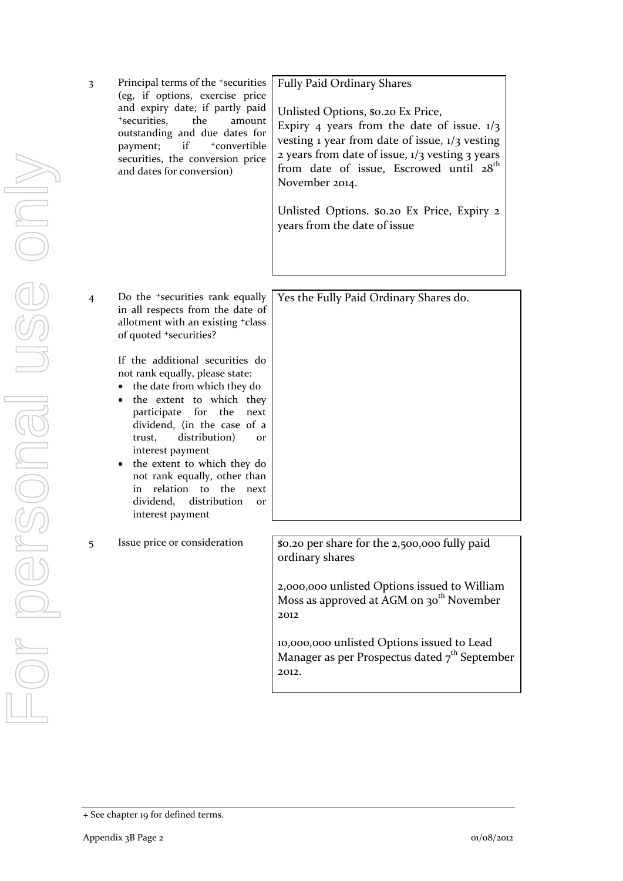| | | |
|---|---|---|
| 3 | Principal terms of the +securities (eg, if options, exercise price and expiry date; if partly paid +securities, the amount outstanding and due dates for payment; if +convertible securities, the conversion price and dates for conversion) | Fully Paid Ordinary Shares<br><br>Unlisted Options, \$0.20 Ex Price,<br>Expiry 4 years from the date of issue. 1/3 vesting 1 year from date of issue, 1/3 vesting 2 years from date of issue, 1/3 vesting 3 years from date of issue, Escrowed until 28th November 2014.<br><br>Unlisted Options. \$0.20 Ex Price, Expiry 2 years from the date of issue |
| 4 | Do the +securities rank equally in all respects from the date of allotment with an existing +class of quoted +securities?<br><br>If the additional securities do not rank equally, please state:<br>• the date from which they do<br>• the extent to which they participate for the next dividend, (in the case of a trust, distribution) or interest payment<br>• the extent to which they do not rank equally, other than in relation to the next dividend, distribution or interest payment | Yes the Fully Paid Ordinary Shares do. |
| 5 | Issue price or consideration | \$0.20 per share for the 2,500,000 fully paid ordinary shares<br><br>2,000,000 unlisted Options issued to William Moss as approved at AGM on 30th November 2012<br><br>10,000,000 unlisted Options issued to Lead Manager as per Prospectus dated 7th September 2012. |

+ See chapter 19 for defined terms.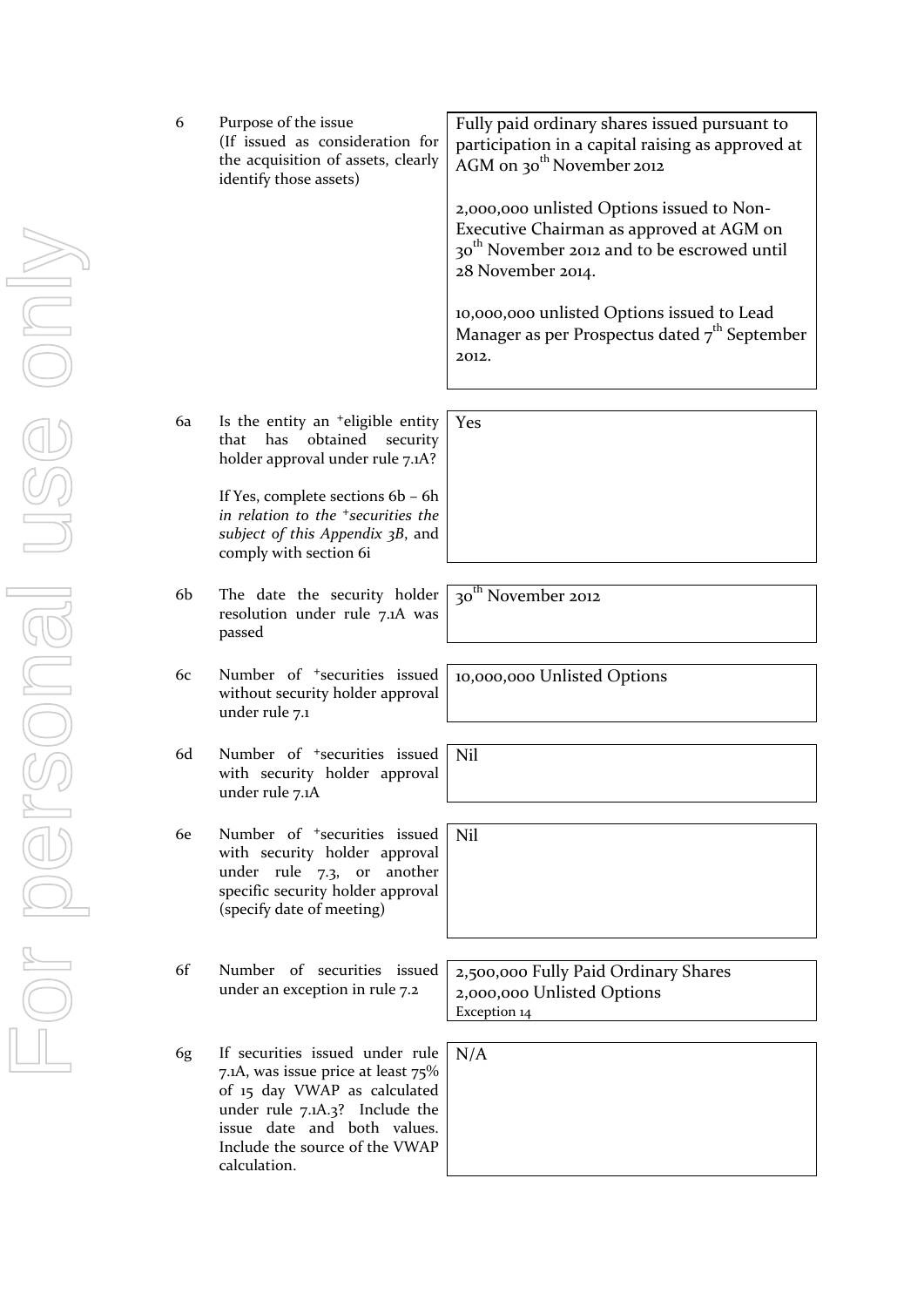| | | |
|---|---|---|
| 6 | Purpose of the issue<br>(If issued as consideration for the acquisition of assets, clearly identify those assets) | Fully paid ordinary shares issued pursuant to participation in a capital raising as approved at AGM on 30th November 2012<br><br>2,000,000 unlisted Options issued to Non-Executive Chairman as approved at AGM on 30th November 2012 and to be escrowed until 28 November 2014.<br><br>10,000,000 unlisted Options issued to Lead Manager as per Prospectus dated 7th September 2012. |
| 6a | Is the entity an +eligible entity that has obtained security holder approval under rule 7.1A?<br><br>If Yes, complete sections 6b – 6h *in relation to the +securities the subject of this Appendix 3B*, and comply with section 6i | Yes |
| 6b | The date the security holder resolution under rule 7.1A was passed | 30th November 2012 |
| 6c | Number of +securities issued without security holder approval under rule 7.1 | 10,000,000 Unlisted Options |
| 6d | Number of +securities issued with security holder approval under rule 7.1A | Nil |
| 6e | Number of +securities issued with security holder approval under rule 7.3, or another specific security holder approval (specify date of meeting) | Nil |
| 6f | Number of securities issued under an exception in rule 7.2 | 2,500,000 Fully Paid Ordinary Shares<br>2,000,000 Unlisted Options<br>Exception 14 |
| 6g | If securities issued under rule 7.1A, was issue price at least 75% of 15 day VWAP as calculated under rule 7.1A.3? Include the issue date and both values. Include the source of the VWAP calculation. | N/A |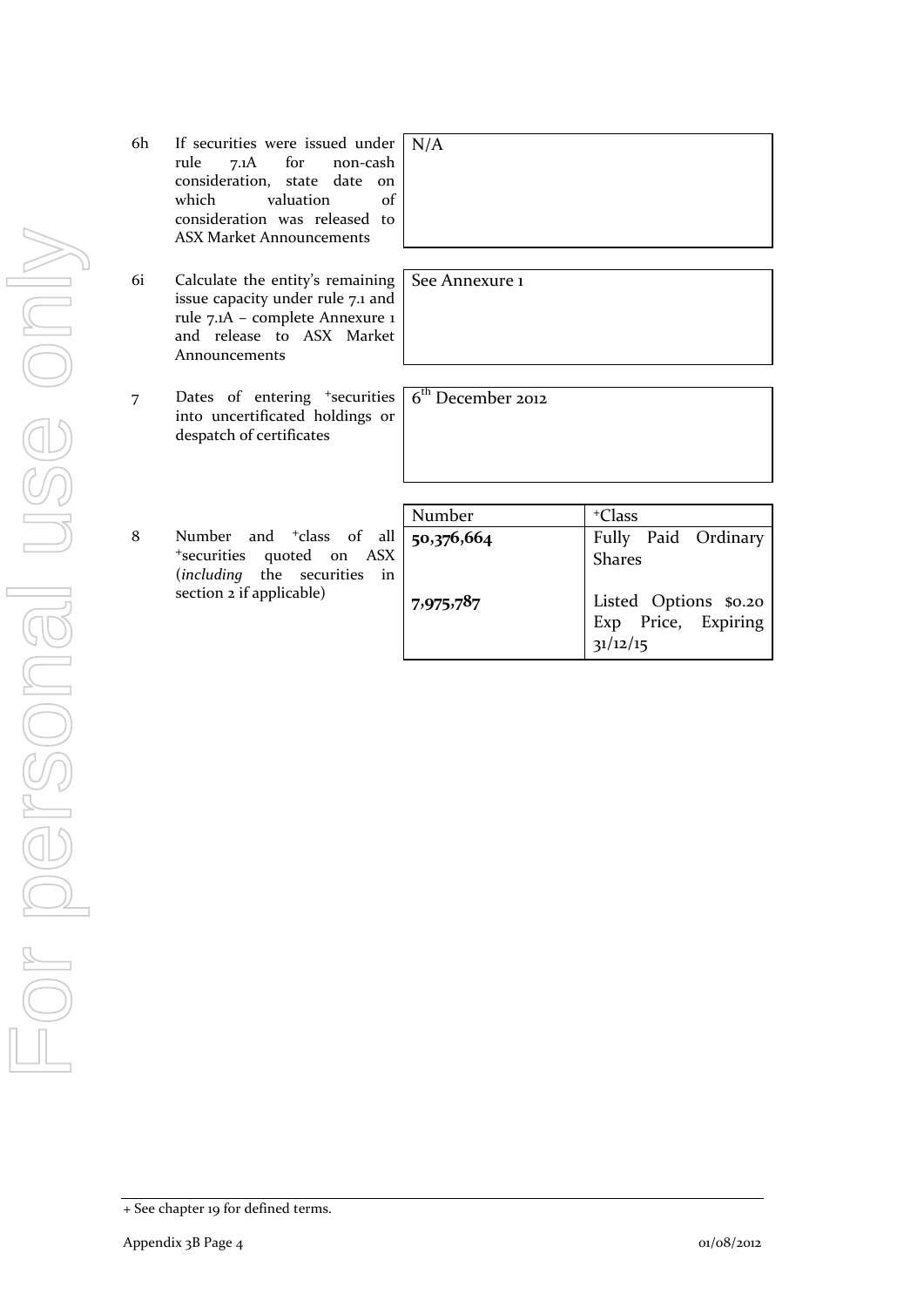| | | |
|---|---|---|
| 6h | If securities were issued under rule 7.1A for non-cash consideration, state date on which valuation of consideration was released to ASX Market Announcements | N/A |
| 6i | Calculate the entity's remaining issue capacity under rule 7.1 and rule 7.1A – complete Annexure 1 and release to ASX Market Announcements | See Annexure 1 |
| 7 | Dates of entering +securities into uncertificated holdings or despatch of certificates | 6th December 2012 |

| | | Number | +Class |
|---|---|---|---|
| 8 | Number and +class of all +securities quoted on ASX (*including* the securities in section 2 if applicable) | **50,376,664** | Fully Paid Ordinary Shares |
| | | **7,975,787** | Listed Options $0.20 Exp Price, Expiring 31/12/15 |

+ See chapter 19 for defined terms.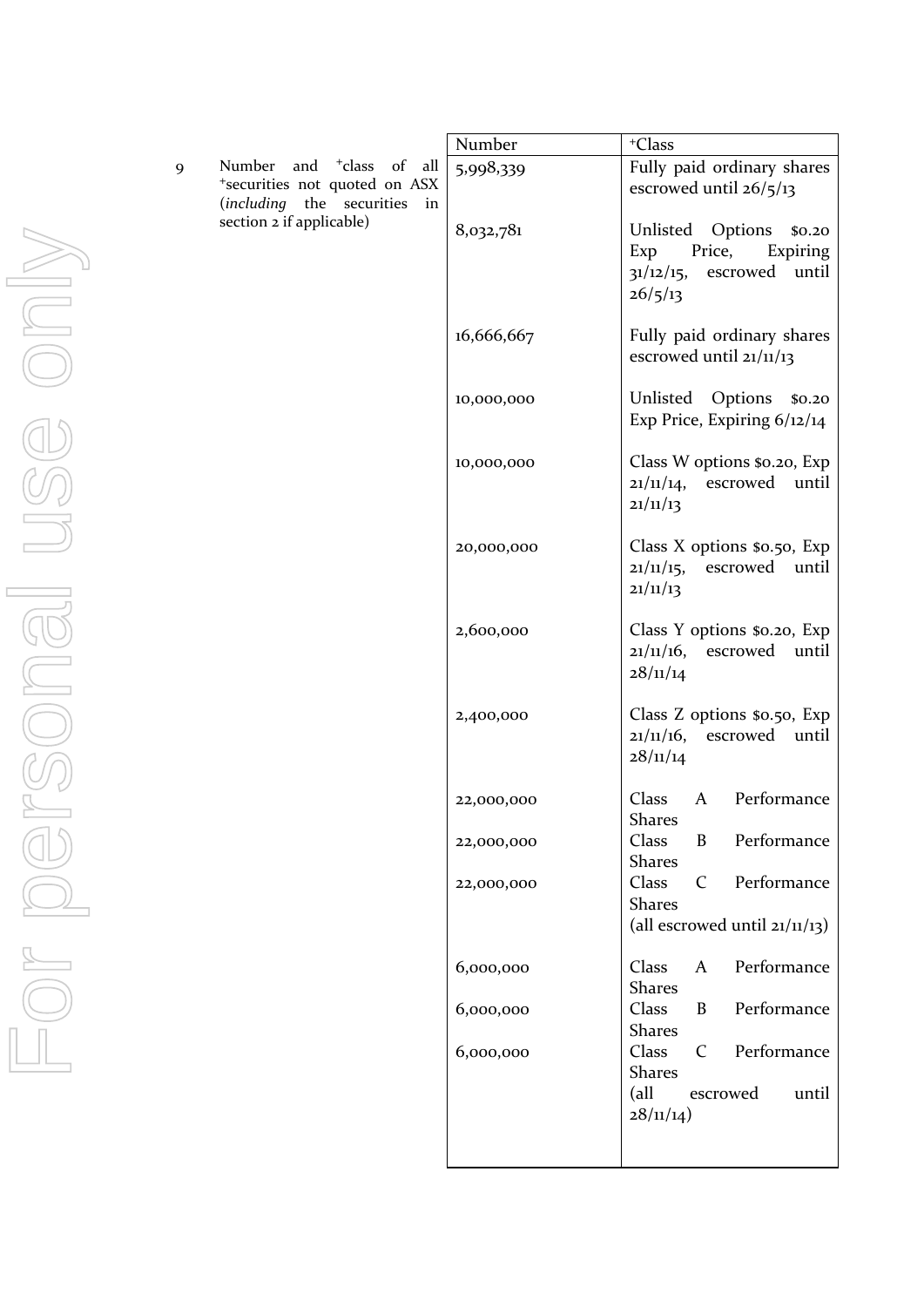9 Number and +class of all +securities not quoted on ASX (*including* the securities in section 2 if applicable)

| Number | +Class |
|---|---|
| 5,998,339 | Fully paid ordinary shares escrowed until 26/5/13 |
| 8,032,781 | Unlisted Options $0.20 Exp Price, Expiring 31/12/15, escrowed until 26/5/13 |
| 16,666,667 | Fully paid ordinary shares escrowed until 21/11/13 |
| 10,000,000 | Unlisted Options $0.20 Exp Price, Expiring 6/12/14 |
| 10,000,000 | Class W options $0.20, Exp 21/11/14, escrowed until 21/11/13 |
| 20,000,000 | Class X options $0.50, Exp 21/11/15, escrowed until 21/11/13 |
| 2,600,000 | Class Y options $0.20, Exp 21/11/16, escrowed until 28/11/14 |
| 2,400,000 | Class Z options $0.50, Exp 21/11/16, escrowed until 28/11/14 |
| 22,000,000 | Class A Performance Shares |
| 22,000,000 | Class B Performance Shares |
| 22,000,000 | Class C Performance Shares (all escrowed until 21/11/13) |
| 6,000,000 | Class A Performance Shares |
| 6,000,000 | Class B Performance Shares |
| 6,000,000 | Class C Performance Shares (all escrowed until 28/11/14) |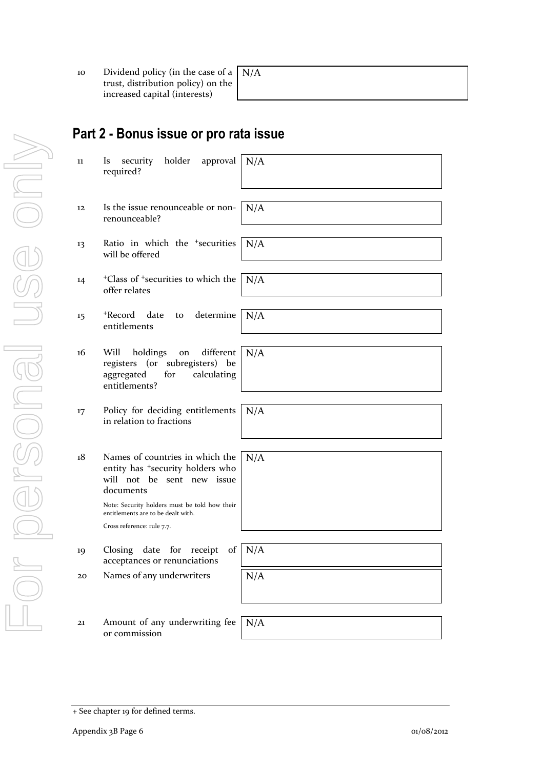| | | |
|---|---|---|
| 10 | Dividend policy (in the case of a trust, distribution policy) on the increased capital (interests) | N/A |

## Part 2 - Bonus issue or pro rata issue

| | | |
|---|---|---|
| 11 | Is security holder approval required? | N/A |
| 12 | Is the issue renounceable or non-renounceable? | N/A |
| 13 | Ratio in which the +securities will be offered | N/A |
| 14 | +Class of +securities to which the offer relates | N/A |
| 15 | +Record date to determine entitlements | N/A |
| 16 | Will holdings on different registers (or subregisters) be aggregated for calculating entitlements? | N/A |
| 17 | Policy for deciding entitlements in relation to fractions | N/A |
| 18 | Names of countries in which the entity has +security holders who will not be sent new issue documents<br><br>Note: Security holders must be told how their entitlements are to be dealt with.<br><br>Cross reference: rule 7.7. | N/A |
| 19 | Closing date for receipt of acceptances or renunciations | N/A |
| 20 | Names of any underwriters | N/A |
| 21 | Amount of any underwriting fee or commission | N/A |

+ See chapter 19 for defined terms.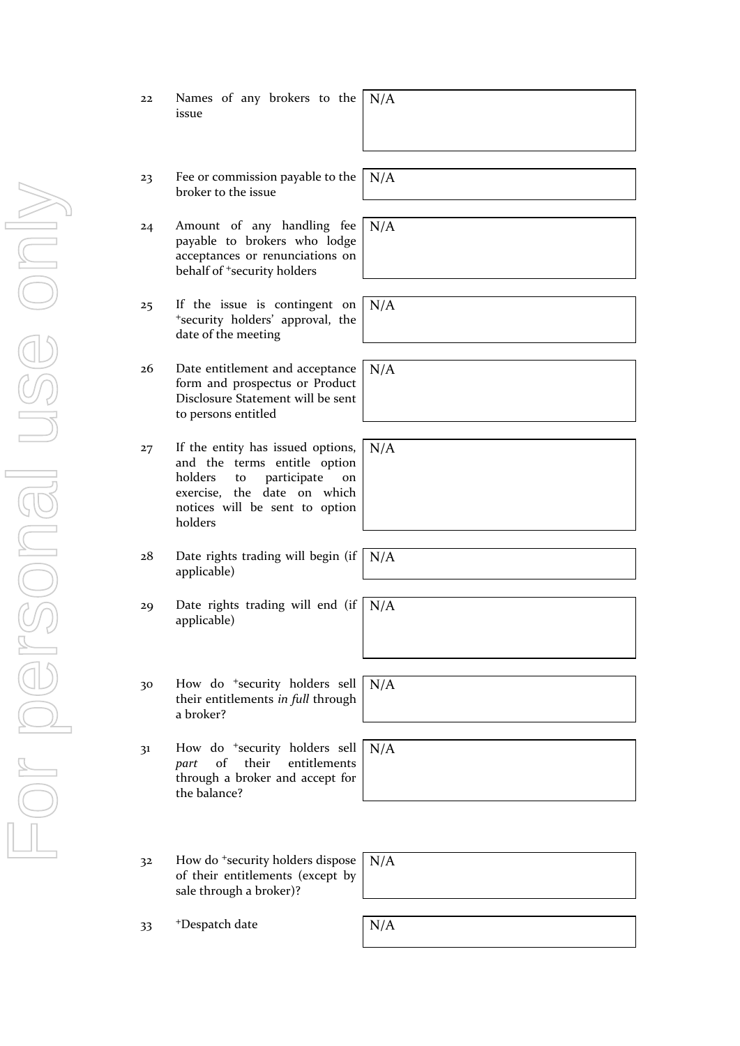| | | |
|---|---|---|
| 22 | Names of any brokers to the issue | N/A |
| 23 | Fee or commission payable to the broker to the issue | N/A |
| 24 | Amount of any handling fee payable to brokers who lodge acceptances or renunciations on behalf of +security holders | N/A |
| 25 | If the issue is contingent on +security holders' approval, the date of the meeting | N/A |
| 26 | Date entitlement and acceptance form and prospectus or Product Disclosure Statement will be sent to persons entitled | N/A |
| 27 | If the entity has issued options, and the terms entitle option holders to participate on exercise, the date on which notices will be sent to option holders | N/A |
| 28 | Date rights trading will begin (if applicable) | N/A |
| 29 | Date rights trading will end (if applicable) | N/A |
| 30 | How do +security holders sell their entitlements *in full* through a broker? | N/A |
| 31 | How do +security holders sell *part* of their entitlements through a broker and accept for the balance? | N/A |
| 32 | How do +security holders dispose of their entitlements (except by sale through a broker)? | N/A |
| 33 | +Despatch date | N/A |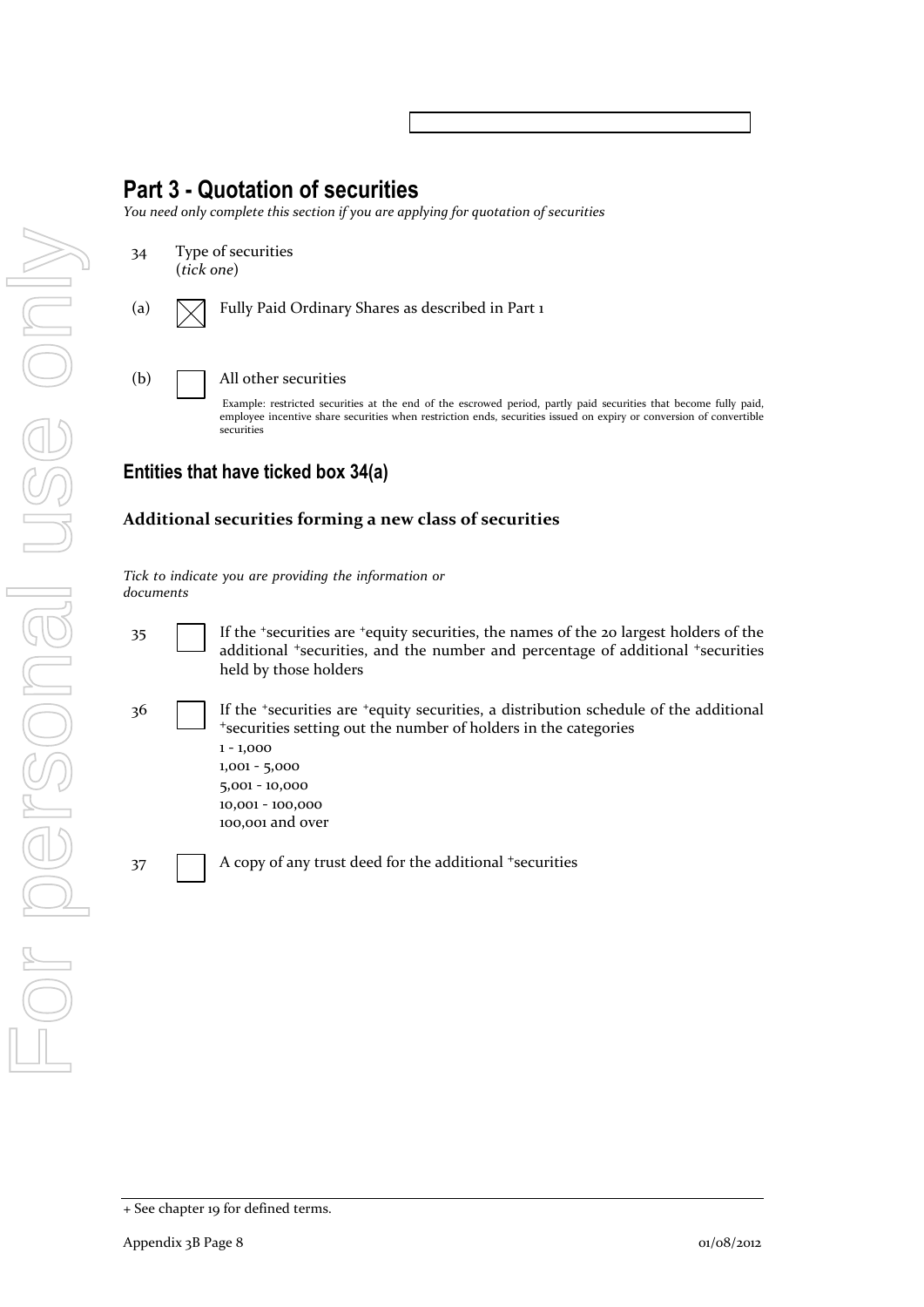## Part 3 - Quotation of securities

*You need only complete this section if you are applying for quotation of securities*

34 Type of securities
(*tick one*)

(a) ☒ Fully Paid Ordinary Shares as described in Part 1

(b) ☐ All other securities

Example: restricted securities at the end of the escrowed period, partly paid securities that become fully paid, employee incentive share securities when restriction ends, securities issued on expiry or conversion of convertible securities

### Entities that have ticked box 34(a)

**Additional securities forming a new class of securities**

*Tick to indicate you are providing the information or documents*

35 ☐ If the +securities are +equity securities, the names of the 20 largest holders of the additional +securities, and the number and percentage of additional +securities held by those holders

36 ☐ If the +securities are +equity securities, a distribution schedule of the additional +securities setting out the number of holders in the categories
1 - 1,000
1,001 - 5,000
5,001 - 10,000
10,001 - 100,000
100,001 and over

37 ☐ A copy of any trust deed for the additional +securities

+ See chapter 19 for defined terms.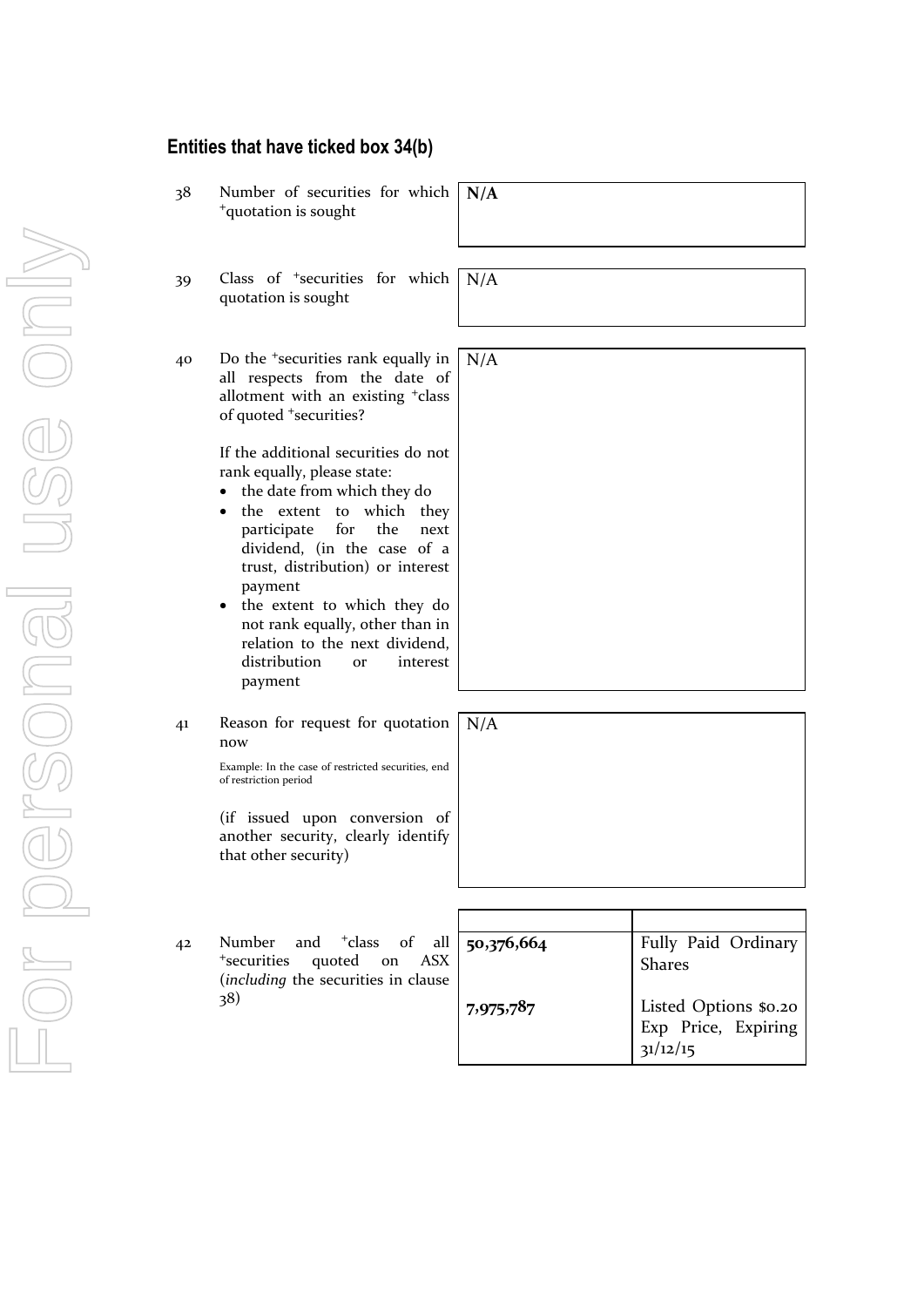## Entities that have ticked box 34(b)

| | | |
|---|---|---|
| 38 | Number of securities for which +quotation is sought | **N/A** |
| 39 | Class of +securities for which quotation is sought | N/A |
| 40 | Do the +securities rank equally in all respects from the date of allotment with an existing +class of quoted +securities?<br><br>If the additional securities do not rank equally, please state:<br>• the date from which they do<br>• the extent to which they participate for the next dividend, (in the case of a trust, distribution) or interest payment<br>• the extent to which they do not rank equally, other than in relation to the next dividend, distribution or interest payment | N/A |
| 41 | Reason for request for quotation now<br><br>Example: In the case of restricted securities, end of restriction period<br><br>(if issued upon conversion of another security, clearly identify that other security) | N/A |

| | | Number | +Class |
|---|---|---|---|
| 42 | Number and +class of all +securities quoted on ASX (*including* the securities in clause 38) | **50,376,664** | Fully Paid Ordinary Shares |
| | | **7,975,787** | Listed Options $0.20 Exp Price, Expiring 31/12/15 |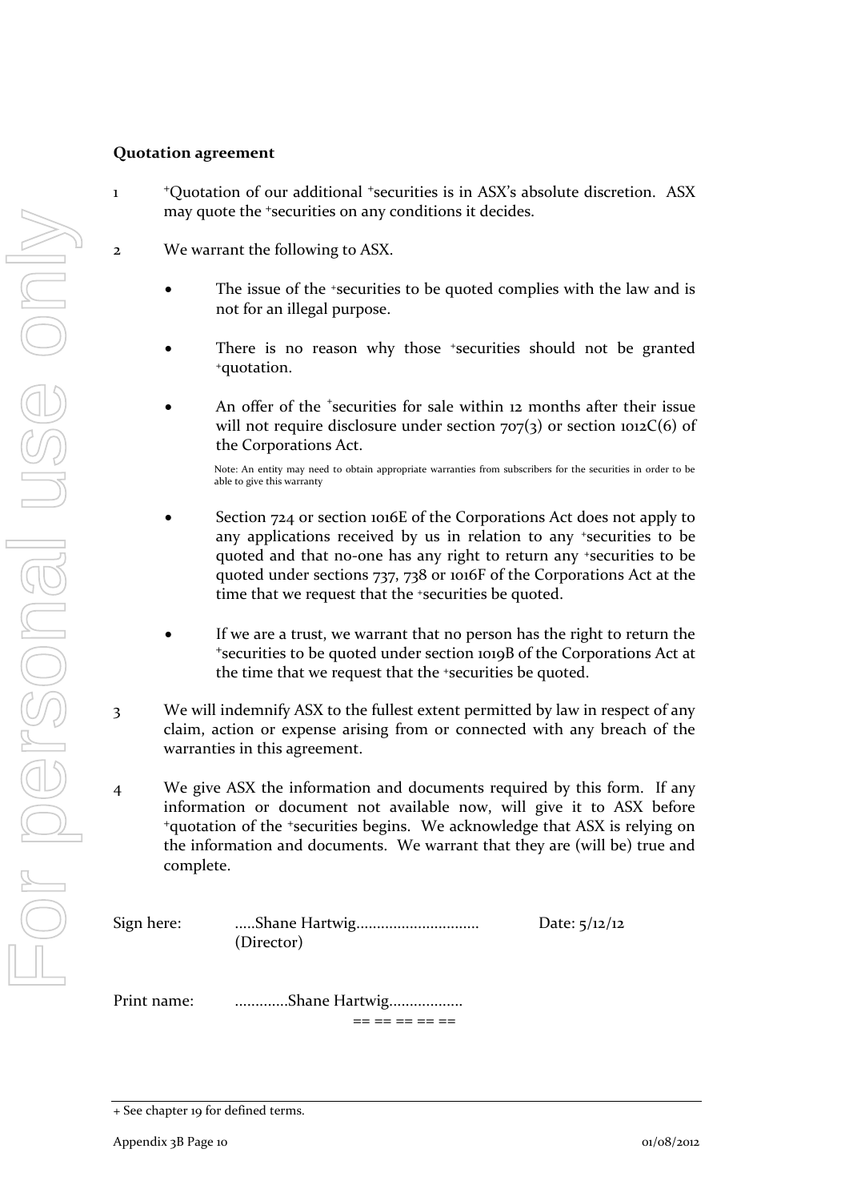**Quotation agreement**

1. +Quotation of our additional +securities is in ASX's absolute discretion. ASX may quote the +securities on any conditions it decides.

2. We warrant the following to ASX.

   - The issue of the +securities to be quoted complies with the law and is not for an illegal purpose.

   - There is no reason why those +securities should not be granted +quotation.

   - An offer of the +securities for sale within 12 months after their issue will not require disclosure under section 707(3) or section 1012C(6) of the Corporations Act.

     Note: An entity may need to obtain appropriate warranties from subscribers for the securities in order to be able to give this warranty

   - Section 724 or section 1016E of the Corporations Act does not apply to any applications received by us in relation to any +securities to be quoted and that no-one has any right to return any +securities to be quoted under sections 737, 738 or 1016F of the Corporations Act at the time that we request that the +securities be quoted.

   - If we are a trust, we warrant that no person has the right to return the +securities to be quoted under section 1019B of the Corporations Act at the time that we request that the +securities be quoted.

3. We will indemnify ASX to the fullest extent permitted by law in respect of any claim, action or expense arising from or connected with any breach of the warranties in this agreement.

4. We give ASX the information and documents required by this form. If any information or document not available now, will give it to ASX before +quotation of the +securities begins. We acknowledge that ASX is relying on the information and documents. We warrant that they are (will be) true and complete.

Sign here: .....Shane Hartwig.............................. (Director) Date: 5/12/12

Print name: .............Shane Hartwig..................

== == == == ==

+ See chapter 19 for defined terms.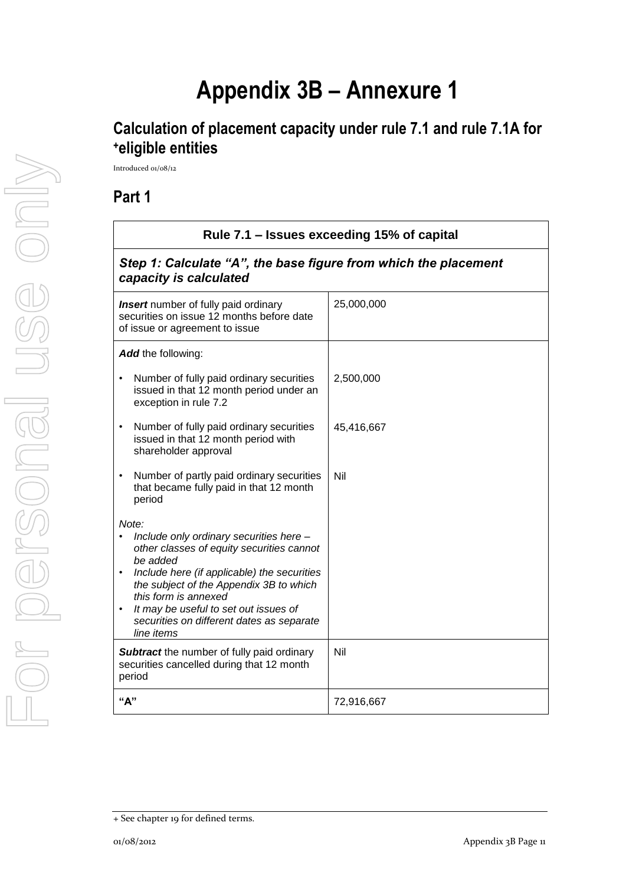# Appendix 3B – Annexure 1

## Calculation of placement capacity under rule 7.1 and rule 7.1A for +eligible entities

Introduced 01/08/12

## Part 1

| Rule 7.1 – Issues exceeding 15% of capital | |
|---|---|
| ***Step 1: Calculate "A", the base figure from which the placement capacity is calculated*** | |
| ***Insert*** number of fully paid ordinary securities on issue 12 months before date of issue or agreement to issue | 25,000,000 |
| ***Add*** the following: | |
| • Number of fully paid ordinary securities issued in that 12 month period under an exception in rule 7.2 | 2,500,000 |
| • Number of fully paid ordinary securities issued in that 12 month period with shareholder approval | 45,416,667 |
| • Number of partly paid ordinary securities that became fully paid in that 12 month period | Nil |
| *Note:*<br>• *Include only ordinary securities here – other classes of equity securities cannot be added*<br>• *Include here (if applicable) the securities the subject of the Appendix 3B to which this form is annexed*<br>• *It may be useful to set out issues of securities on different dates as separate line items* | |
| ***Subtract*** the number of fully paid ordinary securities cancelled during that 12 month period | Nil |
| **"A"** | 72,916,667 |

+ See chapter 19 for defined terms.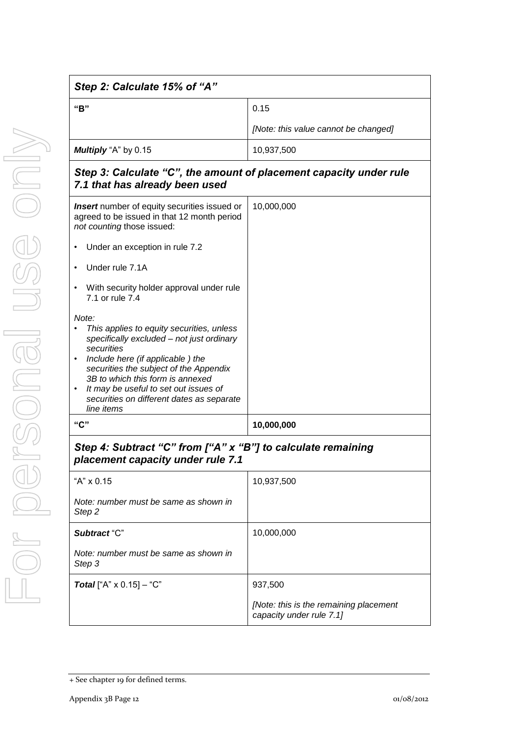| ***Step 2: Calculate 15% of "A"*** | |
|---|---|
| **"B"** | 0.15<br><br>*[Note: this value cannot be changed]* |
| ***Multiply*** "A" by 0.15 | 10,937,500 |
| ***Step 3: Calculate "C", the amount of placement capacity under rule 7.1 that has already been used*** | |
| ***Insert*** number of equity securities issued or agreed to be issued in that 12 month period *not counting* those issued:<br><br>• Under an exception in rule 7.2<br><br>• Under rule 7.1A<br><br>• With security holder approval under rule 7.1 or rule 7.4<br><br>*Note:*<br>• *This applies to equity securities, unless specifically excluded – not just ordinary securities*<br>• *Include here (if applicable ) the securities the subject of the Appendix 3B to which this form is annexed*<br>• *It may be useful to set out issues of securities on different dates as separate line items* | 10,000,000 |
| **"C"** | **10,000,000** |
| ***Step 4: Subtract "C" from ["A" x "B"] to calculate remaining placement capacity under rule 7.1*** | |
| "A" x 0.15<br><br>*Note: number must be same as shown in Step 2* | 10,937,500 |
| ***Subtract*** "C"<br><br>*Note: number must be same as shown in Step 3* | 10,000,000 |
| ***Total*** ["A" x 0.15] – "C" | 937,500<br><br>*[Note: this is the remaining placement capacity under rule 7.1]* |

+ See chapter 19 for defined terms.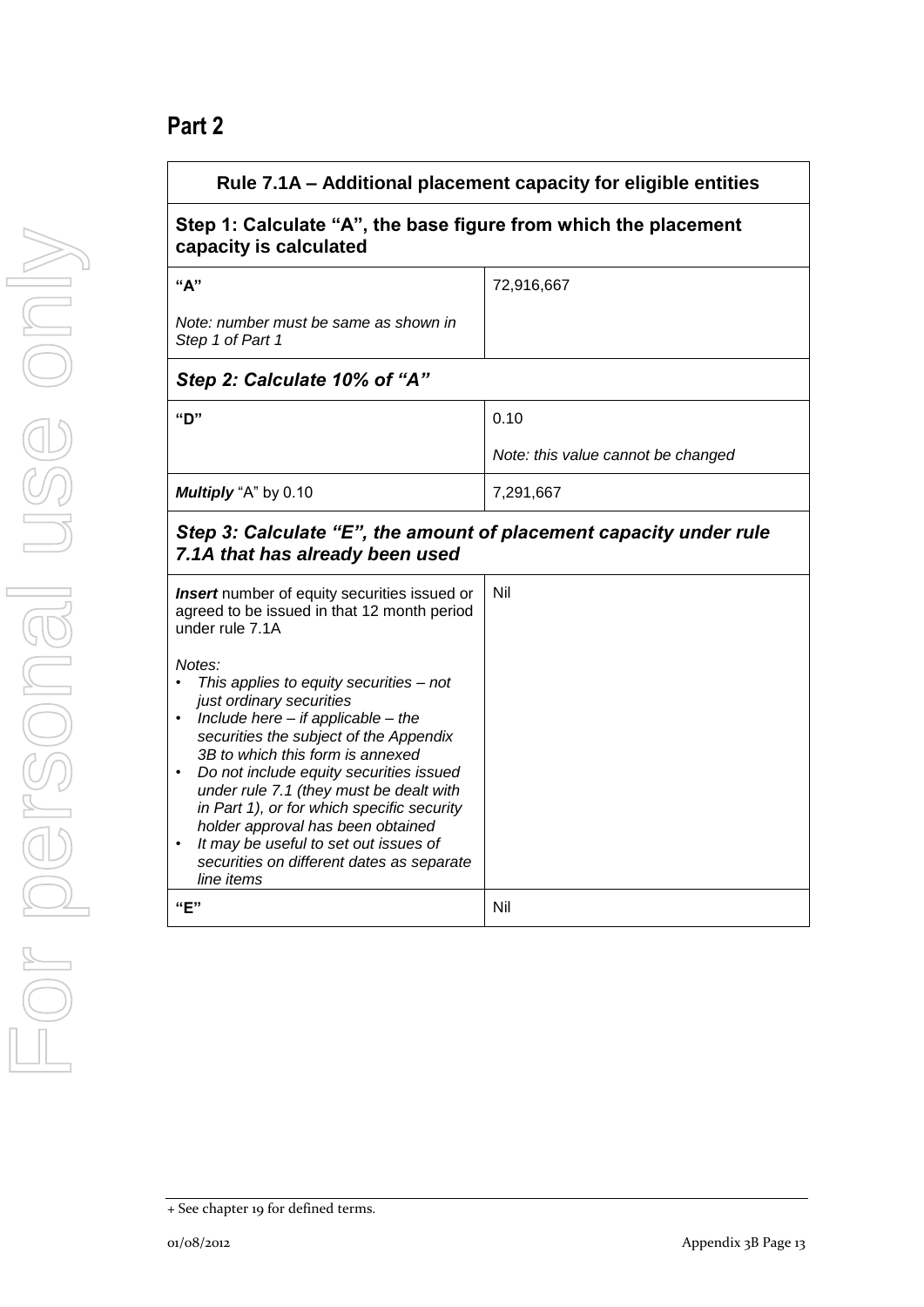## Part 2

| Rule 7.1A – Additional placement capacity for eligible entities | |
|---|---|
| **Step 1: Calculate "A", the base figure from which the placement capacity is calculated** | |
| **"A"**<br><br>*Note: number must be same as shown in Step 1 of Part 1* | 72,916,667 |
| ***Step 2: Calculate 10% of "A"*** | |
| **"D"** | 0.10<br><br>*Note: this value cannot be changed* |
| ***Multiply*** "A" by 0.10 | 7,291,667 |
| ***Step 3: Calculate "E", the amount of placement capacity under rule 7.1A that has already been used*** | |
| ***Insert*** number of equity securities issued or agreed to be issued in that 12 month period under rule 7.1A<br><br>*Notes:*<br>• *This applies to equity securities – not just ordinary securities*<br>• *Include here – if applicable – the securities the subject of the Appendix 3B to which this form is annexed*<br>• *Do not include equity securities issued under rule 7.1 (they must be dealt with in Part 1), or for which specific security holder approval has been obtained*<br>• *It may be useful to set out issues of securities on different dates as separate line items* | Nil |
| **"E"** | Nil |

+ See chapter 19 for defined terms.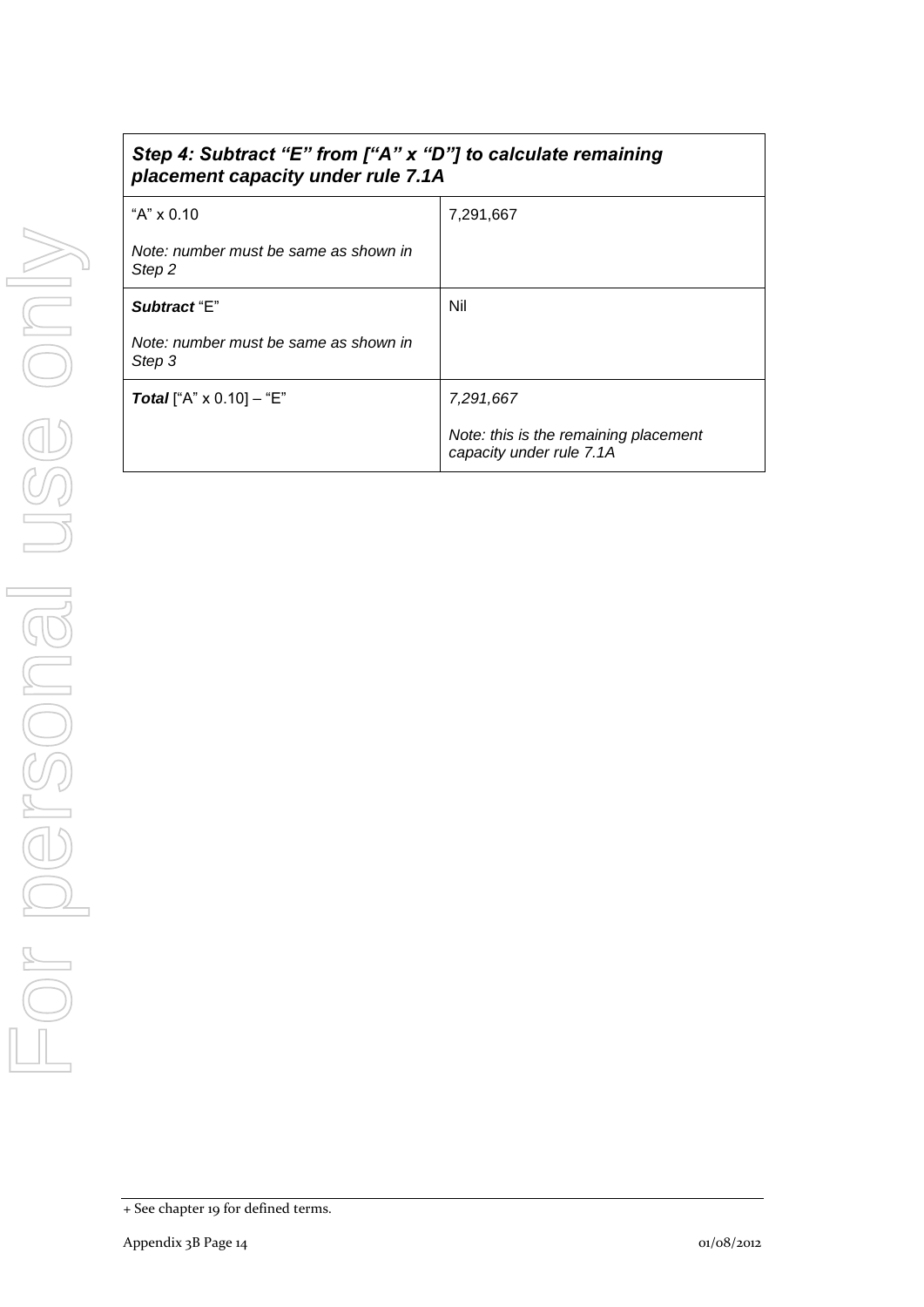| ***Step 4: Subtract "E" from ["A" x "D"] to calculate remaining placement capacity under rule 7.1A*** | |
|---|---|
| "A" x 0.10<br><br>*Note: number must be same as shown in Step 2* | 7,291,667 |
| ***Subtract*** "E"<br><br>*Note: number must be same as shown in Step 3* | Nil |
| ***Total*** ["A" x 0.10] – "E" | *7,291,667*<br><br>*Note: this is the remaining placement capacity under rule 7.1A* |

+ See chapter 19 for defined terms.